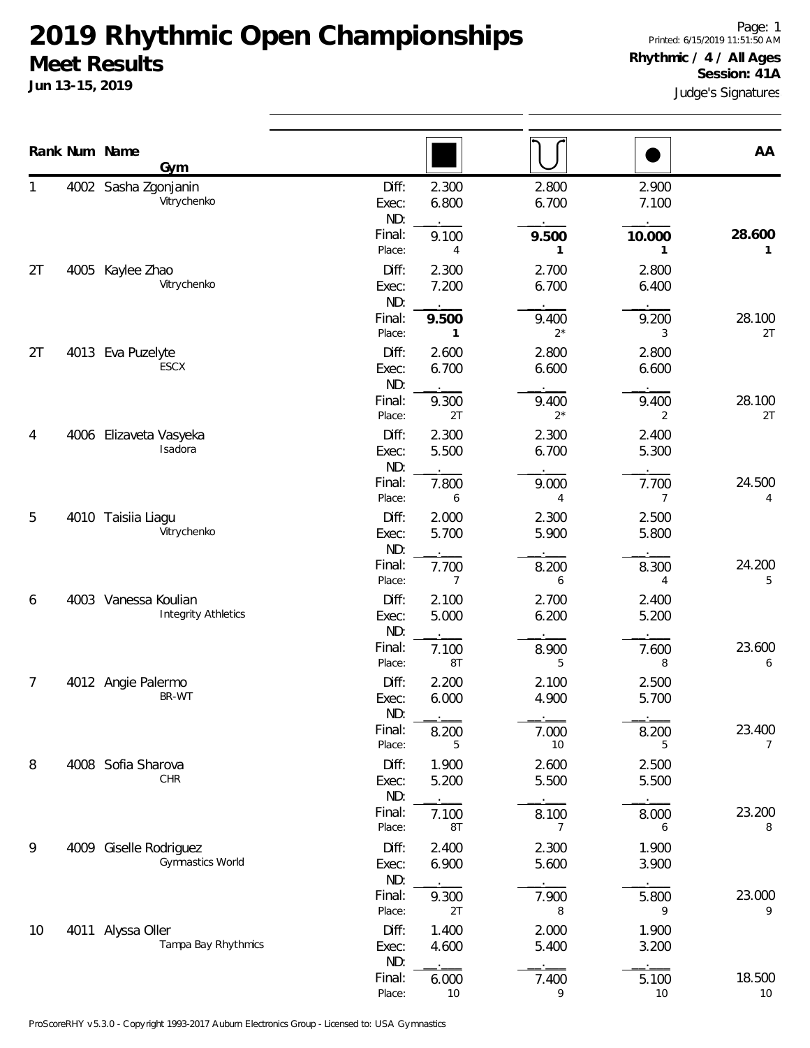# 2019 Rhythmic Open Championships

## Meet Results

**Jun 13-15, 2019**

Printed: 6/15/2019 11:51:50 AM

**Rhythmic / 4 / All Ages**

**Session: 41A**

Judge's Signatures

| Rank | Num | Name / Gym | | Rope (■) | Hoop | Ball (●) | AA |
|---|---|---|---|---|---|---|---|
| 1 | 4002 | Sasha Zgonjanin / Vitrychenko | Diff: | 2.300 | 2.800 | 2.900 | |
| | | | Exec: | 6.800 | 6.700 | 7.100 | |
| | | | ND: | . | . | . | |
| | | | Final: | 9.100 | **9.500** | **10.000** | **28.600** |
| | | | Place: | 4 | **1** | **1** | **1** |
| 2T | 4005 | Kaylee Zhao / Vitrychenko | Diff: | 2.300 | 2.700 | 2.800 | |
| | | | Exec: | 7.200 | 6.700 | 6.400 | |
| | | | ND: | . | . | . | |
| | | | Final: | **9.500** | 9.400 | 9.200 | 28.100 |
| | | | Place: | **1** | 2* | 3 | 2T |
| 2T | 4013 | Eva Puzelyte / ESCX | Diff: | 2.600 | 2.800 | 2.800 | |
| | | | Exec: | 6.700 | 6.600 | 6.600 | |
| | | | ND: | . | . | . | |
| | | | Final: | 9.300 | 9.400 | 9.400 | 28.100 |
| | | | Place: | 2T | 2* | 2 | 2T |
| 4 | 4006 | Elizaveta Vasyeka / Isadora | Diff: | 2.300 | 2.300 | 2.400 | |
| | | | Exec: | 5.500 | 6.700 | 5.300 | |
| | | | ND: | . | . | . | |
| | | | Final: | 7.800 | 9.000 | 7.700 | 24.500 |
| | | | Place: | 6 | 4 | 7 | 4 |
| 5 | 4010 | Taisiia Liagu / Vitrychenko | Diff: | 2.000 | 2.300 | 2.500 | |
| | | | Exec: | 5.700 | 5.900 | 5.800 | |
| | | | ND: | . | . | . | |
| | | | Final: | 7.700 | 8.200 | 8.300 | 24.200 |
| | | | Place: | 7 | 6 | 4 | 5 |
| 6 | 4003 | Vanessa Koulian / Integrity Athletics | Diff: | 2.100 | 2.700 | 2.400 | |
| | | | Exec: | 5.000 | 6.200 | 5.200 | |
| | | | ND: | . | . | . | |
| | | | Final: | 7.100 | 8.900 | 7.600 | 23.600 |
| | | | Place: | 8T | 5 | 8 | 6 |
| 7 | 4012 | Angie Palermo / BR-WT | Diff: | 2.200 | 2.100 | 2.500 | |
| | | | Exec: | 6.000 | 4.900 | 5.700 | |
| | | | ND: | . | . | . | |
| | | | Final: | 8.200 | 7.000 | 8.200 | 23.400 |
| | | | Place: | 5 | 10 | 5 | 7 |
| 8 | 4008 | Sofia Sharova / CHR | Diff: | 1.900 | 2.600 | 2.500 | |
| | | | Exec: | 5.200 | 5.500 | 5.500 | |
| | | | ND: | . | . | . | |
| | | | Final: | 7.100 | 8.100 | 8.000 | 23.200 |
| | | | Place: | 8T | 7 | 6 | 8 |
| 9 | 4009 | Giselle Rodriguez / Gymnastics World | Diff: | 2.400 | 2.300 | 1.900 | |
| | | | Exec: | 6.900 | 5.600 | 3.900 | |
| | | | ND: | . | . | . | |
| | | | Final: | 9.300 | 7.900 | 5.800 | 23.000 |
| | | | Place: | 2T | 8 | 9 | 9 |
| 10 | 4011 | Alyssa Oller / Tampa Bay Rhythmics | Diff: | 1.400 | 2.000 | 1.900 | |
| | | | Exec: | 4.600 | 5.400 | 3.200 | |
| | | | ND: | . | . | . | |
| | | | Final: | 6.000 | 7.400 | 5.100 | 18.500 |
| | | | Place: | 10 | 9 | 10 | 10 |

ProScoreRHY v5.3.0 - Copyright 1993-2017 Auburn Electronics Group - Licensed to: USA Gymnastics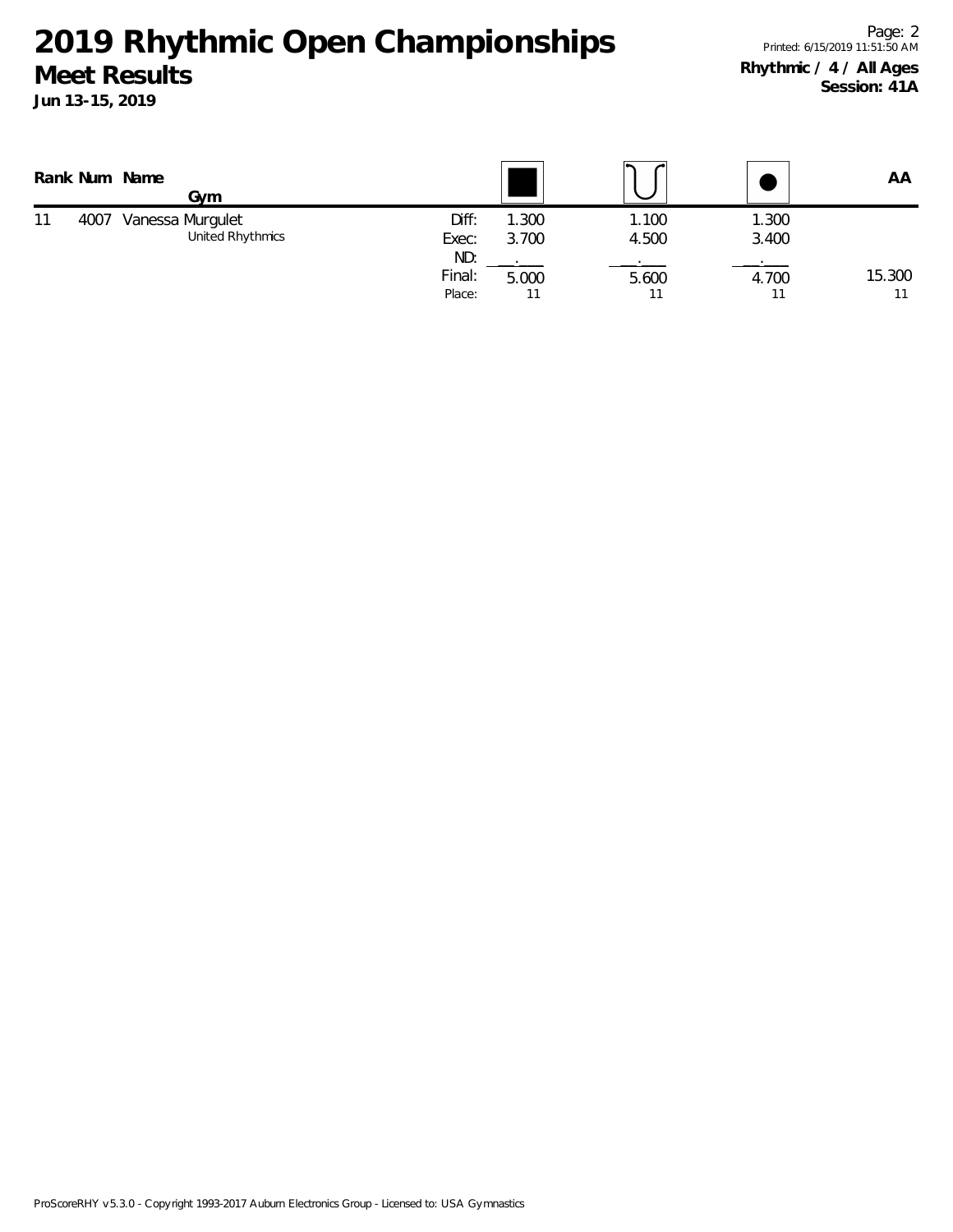# 2019 Rhythmic Open Championships

## Meet Results

**Jun 13-15, 2019**

**Rhythmic / 4 / All Ages**
**Session: 41A**

Printed: 6/15/2019 11:51:50 AM

| Rank | Num | Name / Gym | | ■ (Rope/Free) | ∪ (Hoop/Clubs) | ● (Ball) | AA |
|---|---|---|---|---|---|---|---|
| 11 | 4007 | Vanessa Murgulet | Diff: | 1.300 | 1.100 | 1.300 | |
| | | United Rhythmics | Exec: | 3.700 | 4.500 | 3.400 | |
| | | | ND: | __.___ | __.___ | __.___ | |
| | | | Final: | 5.000 | 5.600 | 4.700 | 15.300 |
| | | | Place: | 11 | 11 | 11 | 11 |

ProScoreRHY v5.3.0 - Copyright 1993-2017 Auburn Electronics Group - Licensed to: USA Gymnastics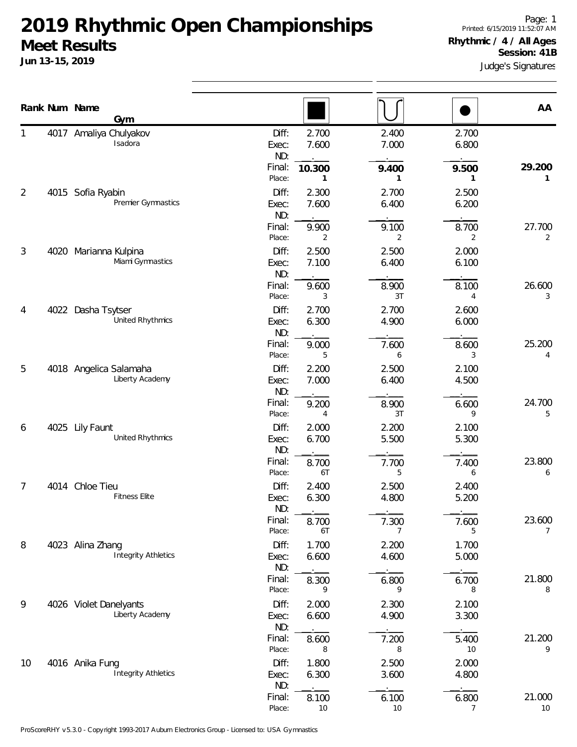# 2019 Rhythmic Open Championships

## Meet Results

**Jun 13-15, 2019**

Printed: 6/15/2019 11:52:07 AM

**Rhythmic / 4 / All Ages**

**Session: 41B**

Judge's Signatures

| Rank | Num | Name | Gym | | Rope | Hoop | Ball | AA |
|---|---|---|---|---|---|---|---|---|
| 1 | 4017 | Amaliya Chulyakov | Isadora | Diff: | 2.700 | 2.400 | 2.700 | |
| | | | | Exec: | 7.600 | 7.000 | 6.800 | |
| | | | | ND: | . | . | . | |
| | | | | Final: | **10.300** | **9.400** | **9.500** | **29.200** |
| | | | | Place: | **1** | **1** | **1** | **1** |
| 2 | 4015 | Sofia Ryabin | Premier Gymnastics | Diff: | 2.300 | 2.700 | 2.500 | |
| | | | | Exec: | 7.600 | 6.400 | 6.200 | |
| | | | | ND: | . | . | . | |
| | | | | Final: | 9.900 | 9.100 | 8.700 | 27.700 |
| | | | | Place: | 2 | 2 | 2 | 2 |
| 3 | 4020 | Marianna Kulpina | Miami Gymnastics | Diff: | 2.500 | 2.500 | 2.000 | |
| | | | | Exec: | 7.100 | 6.400 | 6.100 | |
| | | | | ND: | . | . | . | |
| | | | | Final: | 9.600 | 8.900 | 8.100 | 26.600 |
| | | | | Place: | 3 | 3T | 4 | 3 |
| 4 | 4022 | Dasha Tsytser | United Rhythmics | Diff: | 2.700 | 2.700 | 2.600 | |
| | | | | Exec: | 6.300 | 4.900 | 6.000 | |
| | | | | ND: | . | . | . | |
| | | | | Final: | 9.000 | 7.600 | 8.600 | 25.200 |
| | | | | Place: | 5 | 6 | 3 | 4 |
| 5 | 4018 | Angelica Salamaha | Liberty Academy | Diff: | 2.200 | 2.500 | 2.100 | |
| | | | | Exec: | 7.000 | 6.400 | 4.500 | |
| | | | | ND: | . | . | . | |
| | | | | Final: | 9.200 | 8.900 | 6.600 | 24.700 |
| | | | | Place: | 4 | 3T | 9 | 5 |
| 6 | 4025 | Lily Faunt | United Rhythmics | Diff: | 2.000 | 2.200 | 2.100 | |
| | | | | Exec: | 6.700 | 5.500 | 5.300 | |
| | | | | ND: | . | . | . | |
| | | | | Final: | 8.700 | 7.700 | 7.400 | 23.800 |
| | | | | Place: | 6T | 5 | 6 | 6 |
| 7 | 4014 | Chloe Tieu | Fitness Elite | Diff: | 2.400 | 2.500 | 2.400 | |
| | | | | Exec: | 6.300 | 4.800 | 5.200 | |
| | | | | ND: | . | . | . | |
| | | | | Final: | 8.700 | 7.300 | 7.600 | 23.600 |
| | | | | Place: | 6T | 7 | 5 | 7 |
| 8 | 4023 | Alina Zhang | Integrity Athletics | Diff: | 1.700 | 2.200 | 1.700 | |
| | | | | Exec: | 6.600 | 4.600 | 5.000 | |
| | | | | ND: | . | . | . | |
| | | | | Final: | 8.300 | 6.800 | 6.700 | 21.800 |
| | | | | Place: | 9 | 9 | 8 | 8 |
| 9 | 4026 | Violet Danelyants | Liberty Academy | Diff: | 2.000 | 2.300 | 2.100 | |
| | | | | Exec: | 6.600 | 4.900 | 3.300 | |
| | | | | ND: | . | . | . | |
| | | | | Final: | 8.600 | 7.200 | 5.400 | 21.200 |
| | | | | Place: | 8 | 8 | 10 | 9 |
| 10 | 4016 | Anika Fung | Integrity Athletics | Diff: | 1.800 | 2.500 | 2.000 | |
| | | | | Exec: | 6.300 | 3.600 | 4.800 | |
| | | | | ND: | . | . | . | |
| | | | | Final: | 8.100 | 6.100 | 6.800 | 21.000 |
| | | | | Place: | 10 | 10 | 7 | 10 |

ProScoreRHY v5.3.0 - Copyright 1993-2017 Auburn Electronics Group - Licensed to: USA Gymnastics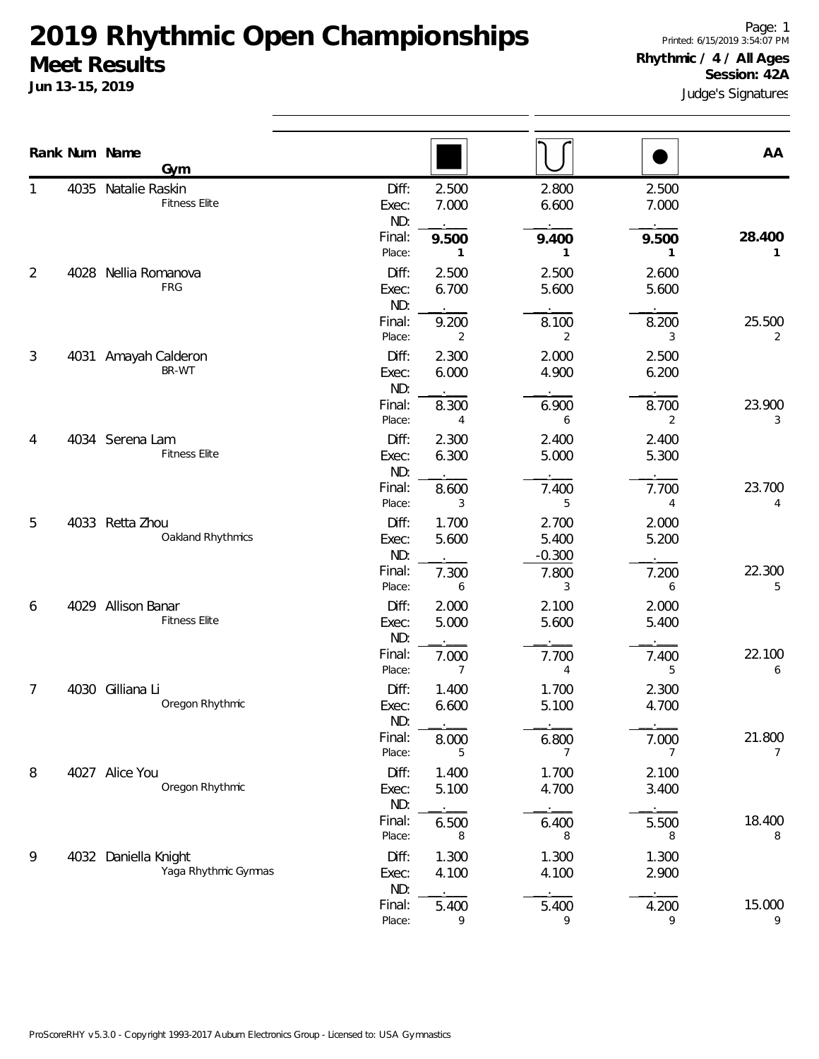# 2019 Rhythmic Open Championships

## Meet Results

**Jun 13-15, 2019**

Printed: 6/15/2019 3:54:07 PM

**Rhythmic / 4 / All Ages**
**Session: 42A**

Judge's Signatures

| Rank | Num | Name / Gym | | Rope | Hoop | Ball | AA |
|---|---|---|---|---|---|---|---|
| 1 | 4035 | Natalie Raskin | Diff: | 2.500 | 2.800 | 2.500 | |
| | | Fitness Elite | Exec: | 7.000 | 6.600 | 7.000 | |
| | | | ND: | . | . | . | |
| | | | Final: | **9.500** | **9.400** | **9.500** | **28.400** |
| | | | Place: | **1** | **1** | **1** | **1** |
| 2 | 4028 | Nellia Romanova | Diff: | 2.500 | 2.500 | 2.600 | |
| | | FRG | Exec: | 6.700 | 5.600 | 5.600 | |
| | | | ND: | . | . | . | |
| | | | Final: | 9.200 | 8.100 | 8.200 | 25.500 |
| | | | Place: | 2 | 2 | 3 | 2 |
| 3 | 4031 | Amayah Calderon | Diff: | 2.300 | 2.000 | 2.500 | |
| | | BR-WT | Exec: | 6.000 | 4.900 | 6.200 | |
| | | | ND: | . | . | . | |
| | | | Final: | 8.300 | 6.900 | 8.700 | 23.900 |
| | | | Place: | 4 | 6 | 2 | 3 |
| 4 | 4034 | Serena Lam | Diff: | 2.300 | 2.400 | 2.400 | |
| | | Fitness Elite | Exec: | 6.300 | 5.000 | 5.300 | |
| | | | ND: | . | . | . | |
| | | | Final: | 8.600 | 7.400 | 7.700 | 23.700 |
| | | | Place: | 3 | 5 | 4 | 4 |
| 5 | 4033 | Retta Zhou | Diff: | 1.700 | 2.700 | 2.000 | |
| | | Oakland Rhythmics | Exec: | 5.600 | 5.400 | 5.200 | |
| | | | ND: | . | -0.300 | . | |
| | | | Final: | 7.300 | 7.800 | 7.200 | 22.300 |
| | | | Place: | 6 | 3 | 6 | 5 |
| 6 | 4029 | Allison Banar | Diff: | 2.000 | 2.100 | 2.000 | |
| | | Fitness Elite | Exec: | 5.000 | 5.600 | 5.400 | |
| | | | ND: | . | . | . | |
| | | | Final: | 7.000 | 7.700 | 7.400 | 22.100 |
| | | | Place: | 7 | 4 | 5 | 6 |
| 7 | 4030 | Gilliana Li | Diff: | 1.400 | 1.700 | 2.300 | |
| | | Oregon Rhythmic | Exec: | 6.600 | 5.100 | 4.700 | |
| | | | ND: | . | . | . | |
| | | | Final: | 8.000 | 6.800 | 7.000 | 21.800 |
| | | | Place: | 5 | 7 | 7 | 7 |
| 8 | 4027 | Alice You | Diff: | 1.400 | 1.700 | 2.100 | |
| | | Oregon Rhythmic | Exec: | 5.100 | 4.700 | 3.400 | |
| | | | ND: | . | . | . | |
| | | | Final: | 6.500 | 6.400 | 5.500 | 18.400 |
| | | | Place: | 8 | 8 | 8 | 8 |
| 9 | 4032 | Daniella Knight | Diff: | 1.300 | 1.300 | 1.300 | |
| | | Yaga Rhythmic Gymnas | Exec: | 4.100 | 4.100 | 2.900 | |
| | | | ND: | . | . | . | |
| | | | Final: | 5.400 | 5.400 | 4.200 | 15.000 |
| | | | Place: | 9 | 9 | 9 | 9 |

ProScoreRHY v5.3.0 - Copyright 1993-2017 Auburn Electronics Group - Licensed to: USA Gymnastics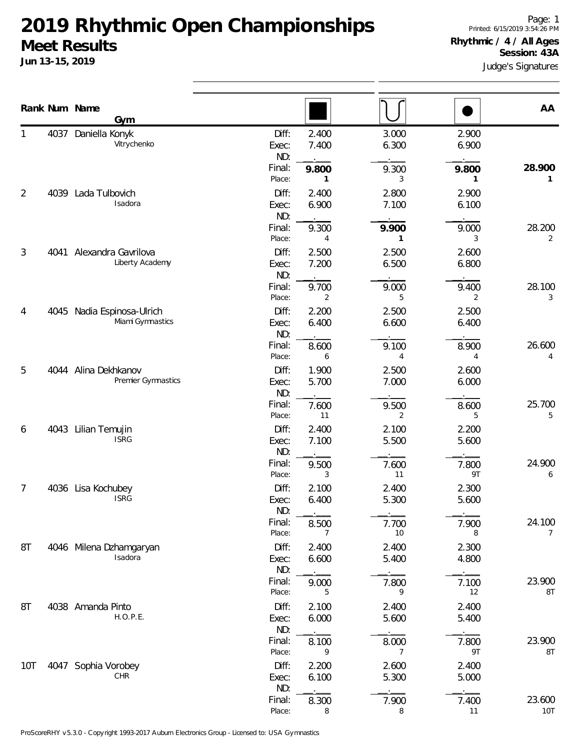# 2019 Rhythmic Open Championships

## Meet Results

**Jun 13-15, 2019**

Printed: 6/15/2019 3:54:26 PM

**Rhythmic / 4 / All Ages**

**Session: 43A**

Judge's Signatures

| Rank | Num | Name / Gym | | Rope (■) | Hoop/Clubs (∪) | Ball (●) | AA |
|---|---|---|---|---|---|---|---|
| 1 | 4037 | Daniella Konyk<br>Vitrychenko | Diff: | 2.400 | 3.000 | 2.900 | |
| | | | Exec: | 7.400 | 6.300 | 6.900 | |
| | | | ND: | . | . | . | |
| | | | Final: | **9.800** | 9.300 | **9.800** | **28.900** |
| | | | Place: | **1** | 3 | **1** | **1** |
| 2 | 4039 | Lada Tulbovich<br>Isadora | Diff: | 2.400 | 2.800 | 2.900 | |
| | | | Exec: | 6.900 | 7.100 | 6.100 | |
| | | | ND: | . | . | . | |
| | | | Final: | 9.300 | **9.900** | 9.000 | 28.200 |
| | | | Place: | 4 | **1** | 3 | 2 |
| 3 | 4041 | Alexandra Gavrilova<br>Liberty Academy | Diff: | 2.500 | 2.500 | 2.600 | |
| | | | Exec: | 7.200 | 6.500 | 6.800 | |
| | | | ND: | . | . | . | |
| | | | Final: | 9.700 | 9.000 | 9.400 | 28.100 |
| | | | Place: | 2 | 5 | 2 | 3 |
| 4 | 4045 | Nadia Espinosa-Ulrich<br>Miami Gymnastics | Diff: | 2.200 | 2.500 | 2.500 | |
| | | | Exec: | 6.400 | 6.600 | 6.400 | |
| | | | ND: | . | . | . | |
| | | | Final: | 8.600 | 9.100 | 8.900 | 26.600 |
| | | | Place: | 6 | 4 | 4 | 4 |
| 5 | 4044 | Alina Dekhkanov<br>Premier Gymnastics | Diff: | 1.900 | 2.500 | 2.600 | |
| | | | Exec: | 5.700 | 7.000 | 6.000 | |
| | | | ND: | . | . | . | |
| | | | Final: | 7.600 | 9.500 | 8.600 | 25.700 |
| | | | Place: | 11 | 2 | 5 | 5 |
| 6 | 4043 | Lilian Temujin<br>ISRG | Diff: | 2.400 | 2.100 | 2.200 | |
| | | | Exec: | 7.100 | 5.500 | 5.600 | |
| | | | ND: | . | . | . | |
| | | | Final: | 9.500 | 7.600 | 7.800 | 24.900 |
| | | | Place: | 3 | 11 | 9T | 6 |
| 7 | 4036 | Lisa Kochubey<br>ISRG | Diff: | 2.100 | 2.400 | 2.300 | |
| | | | Exec: | 6.400 | 5.300 | 5.600 | |
| | | | ND: | . | . | . | |
| | | | Final: | 8.500 | 7.700 | 7.900 | 24.100 |
| | | | Place: | 7 | 10 | 8 | 7 |
| 8T | 4046 | Milena Dzhamgaryan<br>Isadora | Diff: | 2.400 | 2.400 | 2.300 | |
| | | | Exec: | 6.600 | 5.400 | 4.800 | |
| | | | ND: | . | . | . | |
| | | | Final: | 9.000 | 7.800 | 7.100 | 23.900 |
| | | | Place: | 5 | 9 | 12 | 8T |
| 8T | 4038 | Amanda Pinto<br>H.O.P.E. | Diff: | 2.100 | 2.400 | 2.400 | |
| | | | Exec: | 6.000 | 5.600 | 5.400 | |
| | | | ND: | . | . | . | |
| | | | Final: | 8.100 | 8.000 | 7.800 | 23.900 |
| | | | Place: | 9 | 7 | 9T | 8T |
| 10T | 4047 | Sophia Vorobey<br>CHR | Diff: | 2.200 | 2.600 | 2.400 | |
| | | | Exec: | 6.100 | 5.300 | 5.000 | |
| | | | ND: | . | . | . | |
| | | | Final: | 8.300 | 7.900 | 7.400 | 23.600 |
| | | | Place: | 8 | 8 | 11 | 10T |

ProScoreRHY v5.3.0 - Copyright 1993-2017 Auburn Electronics Group - Licensed to: USA Gymnastics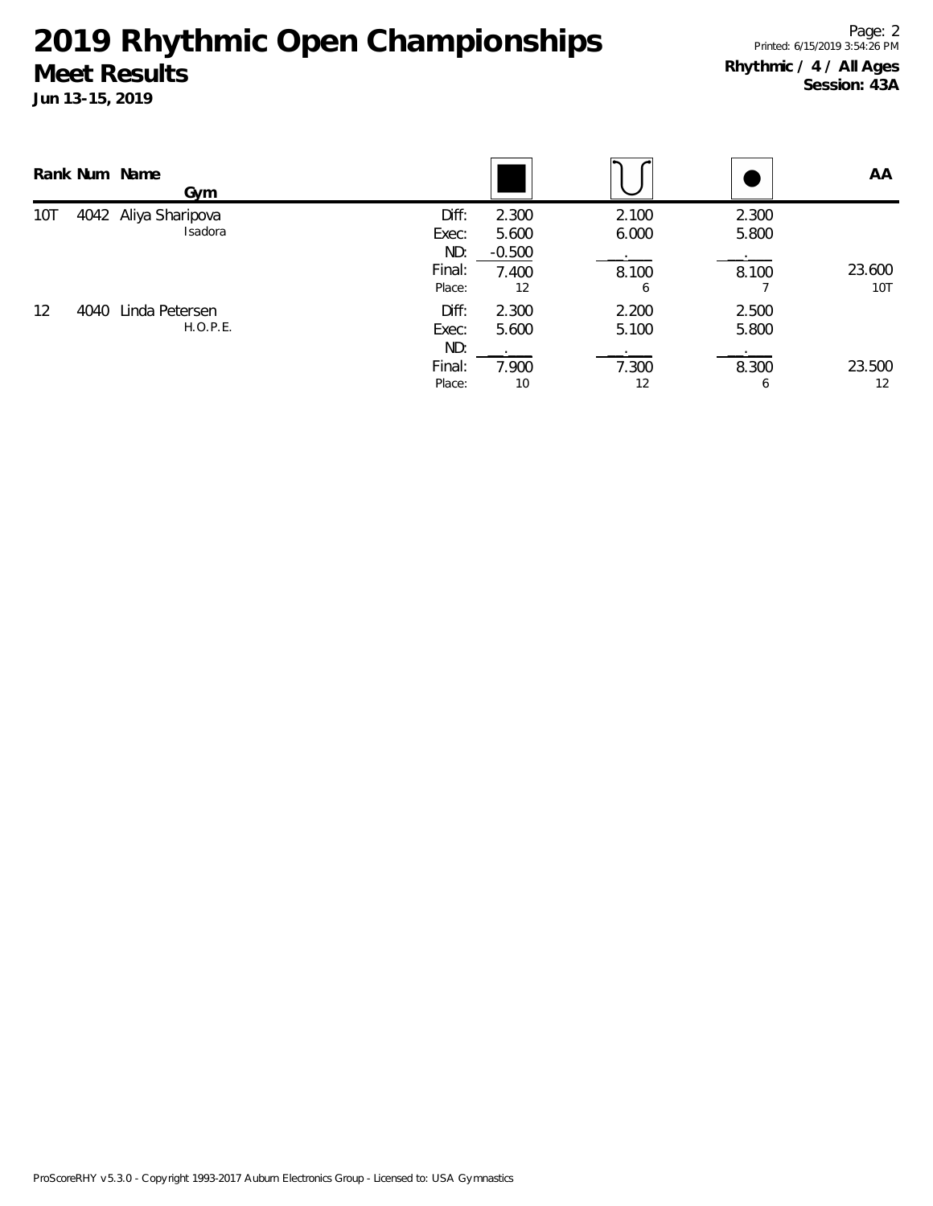# 2019 Rhythmic Open Championships

## Meet Results

**Jun 13-15, 2019**

**Rhythmic / 4 / All Ages**
**Session: 43A**

| Rank | Num | Name / Gym | | Rope | Hoop | Ball | AA |
|---|---|---|---|---|---|---|---|
| 10T | 4042 | Aliya Sharipova | Diff: | 2.300 | 2.100 | 2.300 | |
| | | Isadora | Exec: | 5.600 | 6.000 | 5.800 | |
| | | | ND: | -0.500 | . | . | |
| | | | Final: | 7.400 | 8.100 | 8.100 | 23.600 |
| | | | Place: | 12 | 6 | 7 | 10T |
| 12 | 4040 | Linda Petersen | Diff: | 2.300 | 2.200 | 2.500 | |
| | | H.O.P.E. | Exec: | 5.600 | 5.100 | 5.800 | |
| | | | ND: | . | . | . | |
| | | | Final: | 7.900 | 7.300 | 8.300 | 23.500 |
| | | | Place: | 10 | 12 | 6 | 12 |

ProScoreRHY v5.3.0 - Copyright 1993-2017 Auburn Electronics Group - Licensed to: USA Gymnastics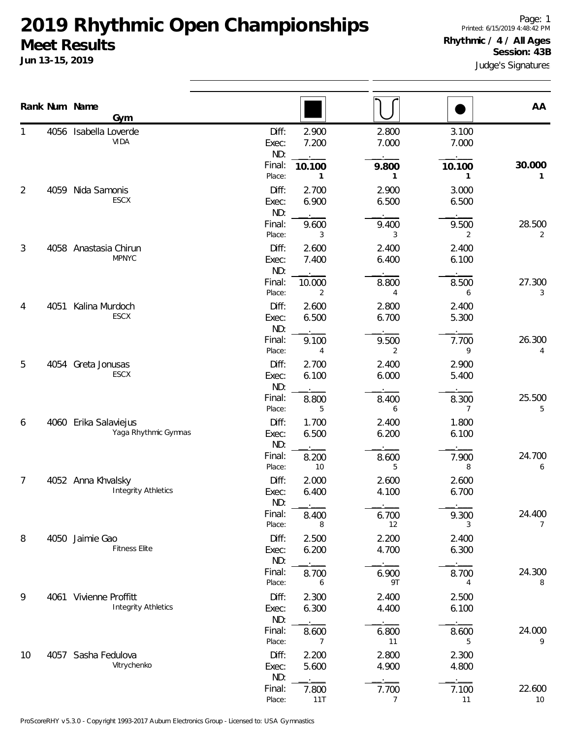# 2019 Rhythmic Open Championships

## Meet Results

**Jun 13-15, 2019**

Printed: 6/15/2019 4:48:42 PM

**Rhythmic / 4 / All Ages**

**Session: 43B**

Judge's Signatures

| Rank | Num | Name / Gym | | Rope | Hoop | Ball | AA |
|---|---|---|---|---|---|---|---|
| 1 | 4056 | Isabella Loverde<br>VIDA | Diff: | 2.900 | 2.800 | 3.100 | |
| | | | Exec: | 7.200 | 7.000 | 7.000 | |
| | | | ND: | . | . | . | |
| | | | Final: | **10.100** | **9.800** | **10.100** | **30.000** |
| | | | Place: | 1 | 1 | 1 | 1 |
| 2 | 4059 | Nida Samonis<br>ESCX | Diff: | 2.700 | 2.900 | 3.000 | |
| | | | Exec: | 6.900 | 6.500 | 6.500 | |
| | | | ND: | . | . | . | |
| | | | Final: | 9.600 | 9.400 | 9.500 | 28.500 |
| | | | Place: | 3 | 3 | 2 | 2 |
| 3 | 4058 | Anastasia Chirun<br>MPNYC | Diff: | 2.600 | 2.400 | 2.400 | |
| | | | Exec: | 7.400 | 6.400 | 6.100 | |
| | | | ND: | . | . | . | |
| | | | Final: | 10.000 | 8.800 | 8.500 | 27.300 |
| | | | Place: | 2 | 4 | 6 | 3 |
| 4 | 4051 | Kalina Murdoch<br>ESCX | Diff: | 2.600 | 2.800 | 2.400 | |
| | | | Exec: | 6.500 | 6.700 | 5.300 | |
| | | | ND: | . | . | . | |
| | | | Final: | 9.100 | 9.500 | 7.700 | 26.300 |
| | | | Place: | 4 | 2 | 9 | 4 |
| 5 | 4054 | Greta Jonusas<br>ESCX | Diff: | 2.700 | 2.400 | 2.900 | |
| | | | Exec: | 6.100 | 6.000 | 5.400 | |
| | | | ND: | . | . | . | |
| | | | Final: | 8.800 | 8.400 | 8.300 | 25.500 |
| | | | Place: | 5 | 6 | 7 | 5 |
| 6 | 4060 | Erika Salaviejus<br>Yaga Rhythmic Gymnas | Diff: | 1.700 | 2.400 | 1.800 | |
| | | | Exec: | 6.500 | 6.200 | 6.100 | |
| | | | ND: | . | . | . | |
| | | | Final: | 8.200 | 8.600 | 7.900 | 24.700 |
| | | | Place: | 10 | 5 | 8 | 6 |
| 7 | 4052 | Anna Khvalsky<br>Integrity Athletics | Diff: | 2.000 | 2.600 | 2.600 | |
| | | | Exec: | 6.400 | 4.100 | 6.700 | |
| | | | ND: | . | . | . | |
| | | | Final: | 8.400 | 6.700 | 9.300 | 24.400 |
| | | | Place: | 8 | 12 | 3 | 7 |
| 8 | 4050 | Jaimie Gao<br>Fitness Elite | Diff: | 2.500 | 2.200 | 2.400 | |
| | | | Exec: | 6.200 | 4.700 | 6.300 | |
| | | | ND: | . | . | . | |
| | | | Final: | 8.700 | 6.900 | 8.700 | 24.300 |
| | | | Place: | 6 | 9T | 4 | 8 |
| 9 | 4061 | Vivienne Proffitt<br>Integrity Athletics | Diff: | 2.300 | 2.400 | 2.500 | |
| | | | Exec: | 6.300 | 4.400 | 6.100 | |
| | | | ND: | . | . | . | |
| | | | Final: | 8.600 | 6.800 | 8.600 | 24.000 |
| | | | Place: | 7 | 11 | 5 | 9 |
| 10 | 4057 | Sasha Fedulova<br>Vitrychenko | Diff: | 2.200 | 2.800 | 2.300 | |
| | | | Exec: | 5.600 | 4.900 | 4.800 | |
| | | | ND: | . | . | . | |
| | | | Final: | 7.800 | 7.700 | 7.100 | 22.600 |
| | | | Place: | 11T | 7 | 11 | 10 |

ProScoreRHY v5.3.0 - Copyright 1993-2017 Auburn Electronics Group - Licensed to: USA Gymnastics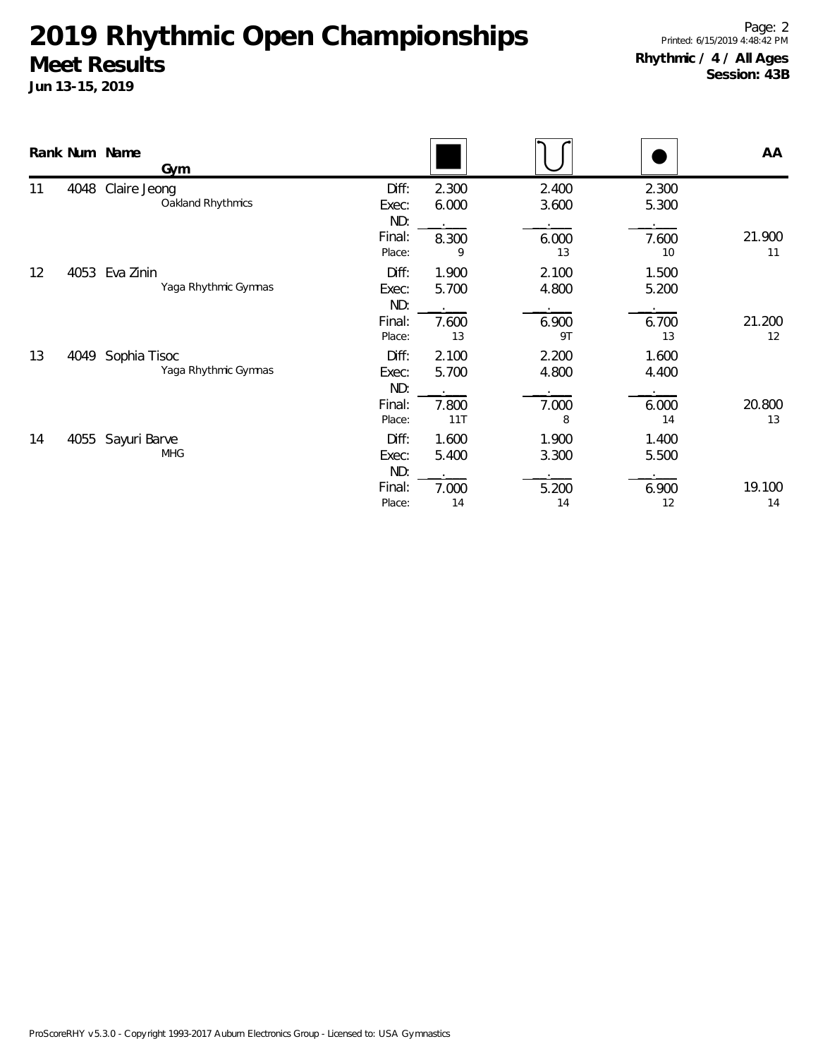# 2019 Rhythmic Open Championships

## Meet Results

**Jun 13-15, 2019**

**Rhythmic / 4 / All Ages**
**Session: 43B**

| Rank | Num | Name / Gym | | Rope | Hoop | Ball | AA |
|---|---|---|---|---|---|---|---|
| 11 | 4048 | Claire Jeong | Diff: | 2.300 | 2.400 | 2.300 | |
| | | Oakland Rhythmics | Exec: | 6.000 | 3.600 | 5.300 | |
| | | | ND: | . | . | . | |
| | | | Final: | 8.300 | 6.000 | 7.600 | 21.900 |
| | | | Place: | 9 | 13 | 10 | 11 |
| 12 | 4053 | Eva Zinin | Diff: | 1.900 | 2.100 | 1.500 | |
| | | Yaga Rhythmic Gymnas | Exec: | 5.700 | 4.800 | 5.200 | |
| | | | ND: | . | . | . | |
| | | | Final: | 7.600 | 6.900 | 6.700 | 21.200 |
| | | | Place: | 13 | 9T | 13 | 12 |
| 13 | 4049 | Sophia Tisoc | Diff: | 2.100 | 2.200 | 1.600 | |
| | | Yaga Rhythmic Gymnas | Exec: | 5.700 | 4.800 | 4.400 | |
| | | | ND: | . | . | . | |
| | | | Final: | 7.800 | 7.000 | 6.000 | 20.800 |
| | | | Place: | 11T | 8 | 14 | 13 |
| 14 | 4055 | Sayuri Barve | Diff: | 1.600 | 1.900 | 1.400 | |
| | | MHG | Exec: | 5.400 | 3.300 | 5.500 | |
| | | | ND: | . | . | . | |
| | | | Final: | 7.000 | 5.200 | 6.900 | 19.100 |
| | | | Place: | 14 | 14 | 12 | 14 |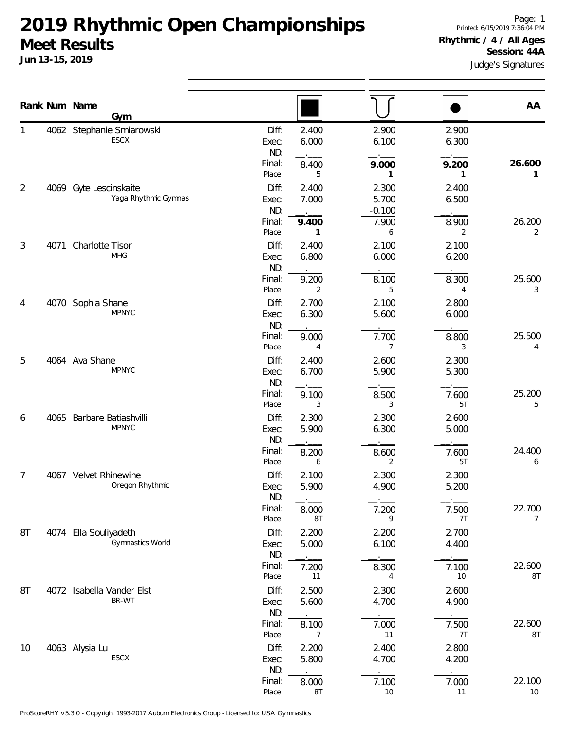# 2019 Rhythmic Open Championships

## Meet Results

**Jun 13-15, 2019**

Printed: 6/15/2019 7:36:04 PM

**Rhythmic / 4 / All Ages**

**Session: 44A**

Judge's Signatures

| Rank | Num | Name / Gym | | Rope | Hoop | Ball | AA |
|---|---|---|---|---|---|---|---|
| 1 | 4062 | Stephanie Smiarowski<br>ESCX | Diff: | 2.400 | 2.900 | 2.900 | |
| | | | Exec: | 6.000 | 6.100 | 6.300 | |
| | | | ND: | | | | |
| | | | Final: | 8.400 | **9.000** | **9.200** | **26.600** |
| | | | Place: | 5 | **1** | **1** | **1** |
| 2 | 4069 | Gyte Lescinskaite<br>Yaga Rhythmic Gymnas | Diff: | 2.400 | 2.300 | 2.400 | |
| | | | Exec: | 7.000 | 5.700 | 6.500 | |
| | | | ND: | | -0.100 | | |
| | | | Final: | **9.400** | 7.900 | 8.900 | 26.200 |
| | | | Place: | **1** | 6 | 2 | 2 |
| 3 | 4071 | Charlotte Tisor<br>MHG | Diff: | 2.400 | 2.100 | 2.100 | |
| | | | Exec: | 6.800 | 6.000 | 6.200 | |
| | | | ND: | | | | |
| | | | Final: | 9.200 | 8.100 | 8.300 | 25.600 |
| | | | Place: | 2 | 5 | 4 | 3 |
| 4 | 4070 | Sophia Shane<br>MPNYC | Diff: | 2.700 | 2.100 | 2.800 | |
| | | | Exec: | 6.300 | 5.600 | 6.000 | |
| | | | ND: | | | | |
| | | | Final: | 9.000 | 7.700 | 8.800 | 25.500 |
| | | | Place: | 4 | 7 | 3 | 4 |
| 5 | 4064 | Ava Shane<br>MPNYC | Diff: | 2.400 | 2.600 | 2.300 | |
| | | | Exec: | 6.700 | 5.900 | 5.300 | |
| | | | ND: | | | | |
| | | | Final: | 9.100 | 8.500 | 7.600 | 25.200 |
| | | | Place: | 3 | 3 | 5T | 5 |
| 6 | 4065 | Barbare Batiashvilli<br>MPNYC | Diff: | 2.300 | 2.300 | 2.600 | |
| | | | Exec: | 5.900 | 6.300 | 5.000 | |
| | | | ND: | | | | |
| | | | Final: | 8.200 | 8.600 | 7.600 | 24.400 |
| | | | Place: | 6 | 2 | 5T | 6 |
| 7 | 4067 | Velvet Rhinewine<br>Oregon Rhythmic | Diff: | 2.100 | 2.300 | 2.300 | |
| | | | Exec: | 5.900 | 4.900 | 5.200 | |
| | | | ND: | | | | |
| | | | Final: | 8.000 | 7.200 | 7.500 | 22.700 |
| | | | Place: | 8T | 9 | 7T | 7 |
| 8T | 4074 | Ella Souliyadeth<br>Gymnastics World | Diff: | 2.200 | 2.200 | 2.700 | |
| | | | Exec: | 5.000 | 6.100 | 4.400 | |
| | | | ND: | | | | |
| | | | Final: | 7.200 | 8.300 | 7.100 | 22.600 |
| | | | Place: | 11 | 4 | 10 | 8T |
| 8T | 4072 | Isabella Vander Elst<br>BR-WT | Diff: | 2.500 | 2.300 | 2.600 | |
| | | | Exec: | 5.600 | 4.700 | 4.900 | |
| | | | ND: | | | | |
| | | | Final: | 8.100 | 7.000 | 7.500 | 22.600 |
| | | | Place: | 7 | 11 | 7T | 8T |
| 10 | 4063 | Alysia Lu<br>ESCX | Diff: | 2.200 | 2.400 | 2.800 | |
| | | | Exec: | 5.800 | 4.700 | 4.200 | |
| | | | ND: | | | | |
| | | | Final: | 8.000 | 7.100 | 7.000 | 22.100 |
| | | | Place: | 8T | 10 | 11 | 10 |

ProScoreRHY v5.3.0 - Copyright 1993-2017 Auburn Electronics Group - Licensed to: USA Gymnastics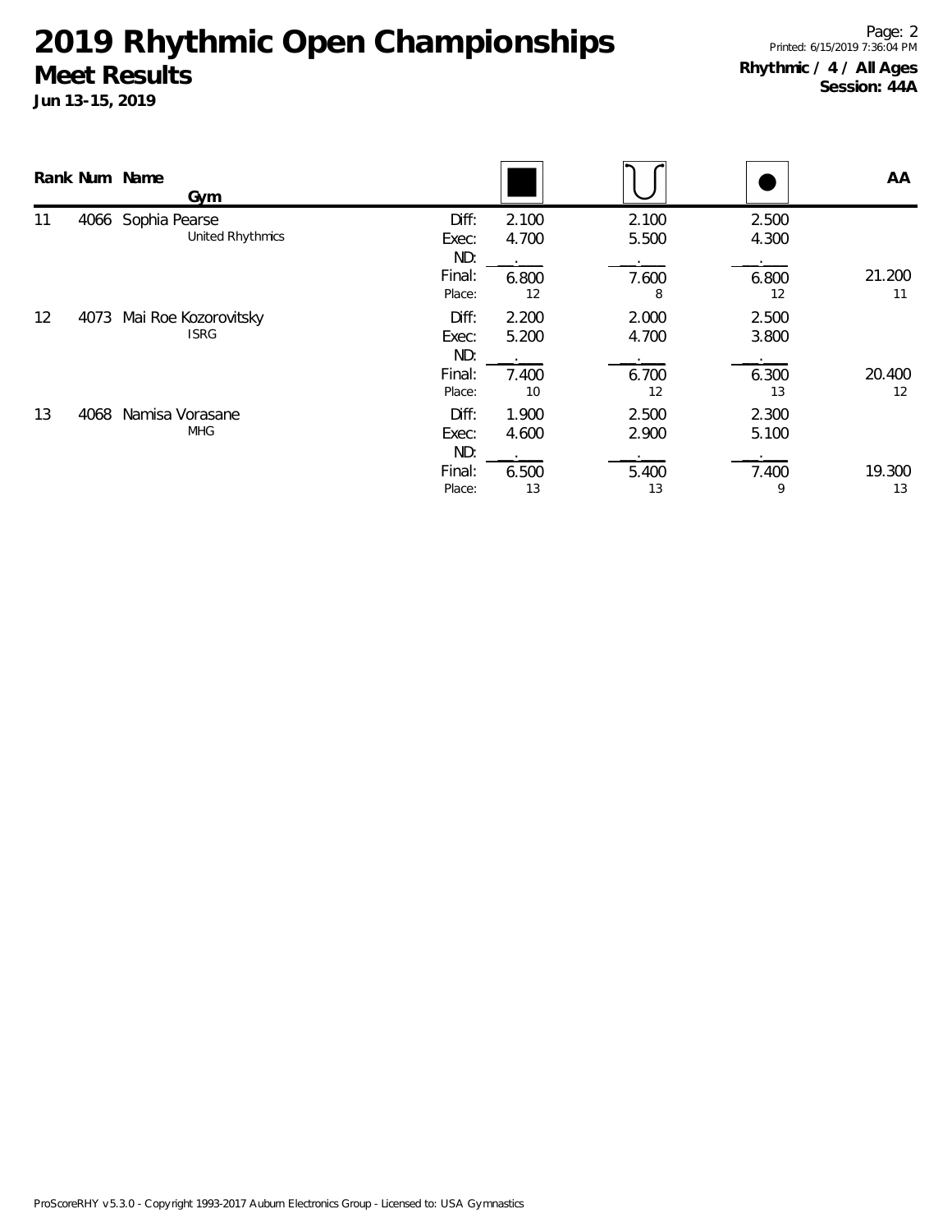# 2019 Rhythmic Open Championships

## Meet Results

**Jun 13-15, 2019**

**Rhythmic / 4 / All Ages**
**Session: 44A**

| Rank | Num | Name / Gym | | Rope | Hoop | Ball | AA |
|---|---|---|---|---|---|---|---|
| 11 | 4066 | Sophia Pearse | Diff: | 2.100 | 2.100 | 2.500 | |
| | | United Rhythmics | Exec: | 4.700 | 5.500 | 4.300 | |
| | | | ND: | . | . | . | |
| | | | Final: | 6.800 | 7.600 | 6.800 | 21.200 |
| | | | Place: | 12 | 8 | 12 | 11 |
| 12 | 4073 | Mai Roe Kozorovitsky | Diff: | 2.200 | 2.000 | 2.500 | |
| | | ISRG | Exec: | 5.200 | 4.700 | 3.800 | |
| | | | ND: | . | . | . | |
| | | | Final: | 7.400 | 6.700 | 6.300 | 20.400 |
| | | | Place: | 10 | 12 | 13 | 12 |
| 13 | 4068 | Namisa Vorasane | Diff: | 1.900 | 2.500 | 2.300 | |
| | | MHG | Exec: | 4.600 | 2.900 | 5.100 | |
| | | | ND: | . | . | . | |
| | | | Final: | 6.500 | 5.400 | 7.400 | 19.300 |
| | | | Place: | 13 | 13 | 9 | 13 |

ProScoreRHY v5.3.0 - Copyright 1993-2017 Auburn Electronics Group - Licensed to: USA Gymnastics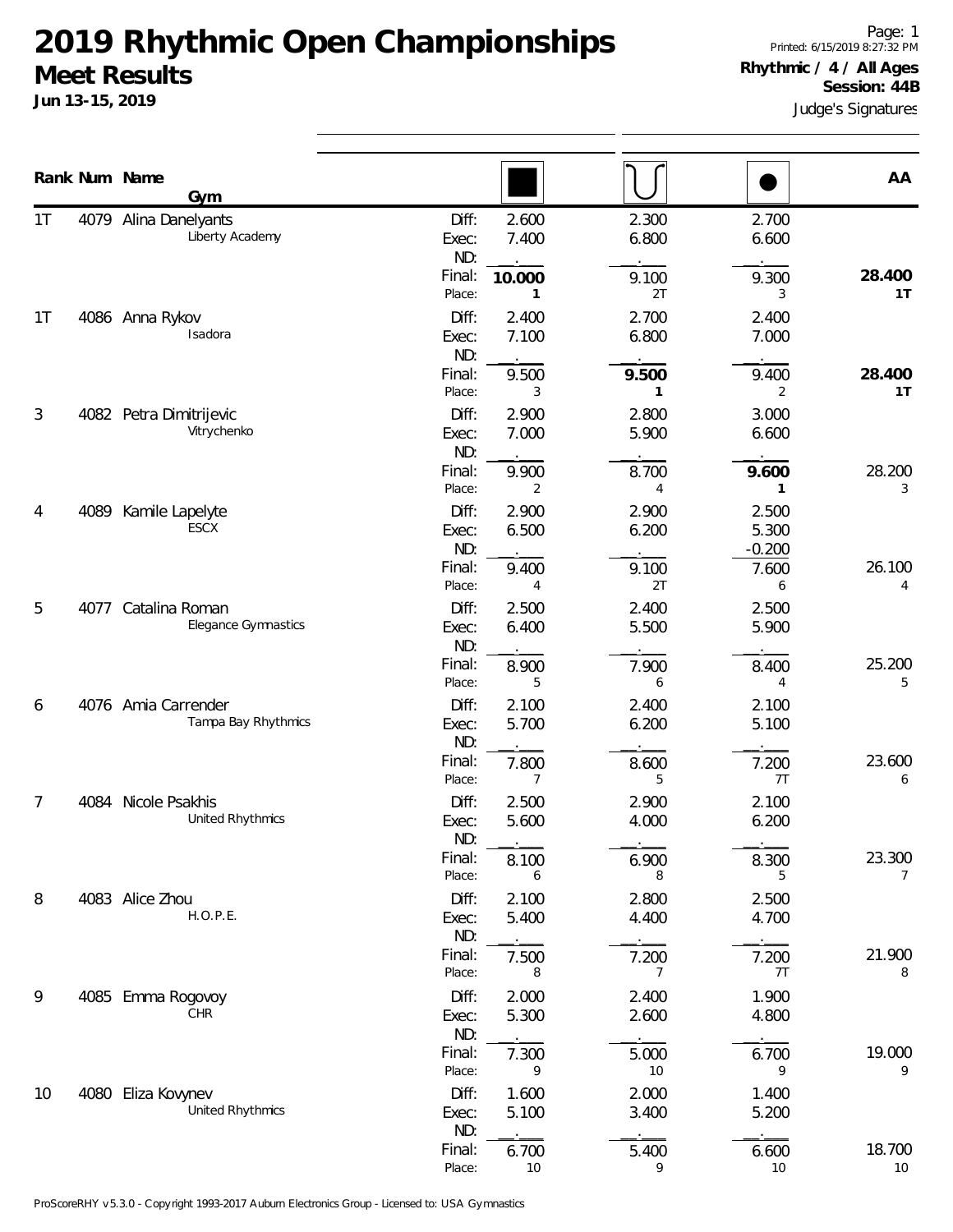# 2019 Rhythmic Open Championships

## Meet Results

**Jun 13-15, 2019**

**Rhythmic / 4 / All Ages**
**Session: 44B**

Judge's Signatures

| Rank | Num | Name / Gym | | Rope | Ribbon | Ball | AA |
|---|---|---|---|---|---|---|---|
| 1T | 4079 | Alina Danelyants | Diff: | 2.600 | 2.300 | 2.700 | |
| | | Liberty Academy | Exec: | 7.400 | 6.800 | 6.600 | |
| | | | ND: | . | . | . | |
| | | | Final: | **10.000** | 9.100 | 9.300 | **28.400** |
| | | | Place: | 1 | 2T | 3 | **1T** |
| 1T | 4086 | Anna Rykov | Diff: | 2.400 | 2.700 | 2.400 | |
| | | Isadora | Exec: | 7.100 | 6.800 | 7.000 | |
| | | | ND: | . | . | . | |
| | | | Final: | 9.500 | **9.500** | 9.400 | **28.400** |
| | | | Place: | 3 | 1 | 2 | **1T** |
| 3 | 4082 | Petra Dimitrijevic | Diff: | 2.900 | 2.800 | 3.000 | |
| | | Vitrychenko | Exec: | 7.000 | 5.900 | 6.600 | |
| | | | ND: | . | . | . | |
| | | | Final: | 9.900 | 8.700 | **9.600** | 28.200 |
| | | | Place: | 2 | 4 | 1 | 3 |
| 4 | 4089 | Kamile Lapelyte | Diff: | 2.900 | 2.900 | 2.500 | |
| | | ESCX | Exec: | 6.500 | 6.200 | 5.300 | |
| | | | ND: | . | . | -0.200 | |
| | | | Final: | 9.400 | 9.100 | 7.600 | 26.100 |
| | | | Place: | 4 | 2T | 6 | 4 |
| 5 | 4077 | Catalina Roman | Diff: | 2.500 | 2.400 | 2.500 | |
| | | Elegance Gymnastics | Exec: | 6.400 | 5.500 | 5.900 | |
| | | | ND: | . | . | . | |
| | | | Final: | 8.900 | 7.900 | 8.400 | 25.200 |
| | | | Place: | 5 | 6 | 4 | 5 |
| 6 | 4076 | Amia Carrender | Diff: | 2.100 | 2.400 | 2.100 | |
| | | Tampa Bay Rhythmics | Exec: | 5.700 | 6.200 | 5.100 | |
| | | | ND: | . | . | . | |
| | | | Final: | 7.800 | 8.600 | 7.200 | 23.600 |
| | | | Place: | 7 | 5 | 7T | 6 |
| 7 | 4084 | Nicole Psakhis | Diff: | 2.500 | 2.900 | 2.100 | |
| | | United Rhythmics | Exec: | 5.600 | 4.000 | 6.200 | |
| | | | ND: | . | . | . | |
| | | | Final: | 8.100 | 6.900 | 8.300 | 23.300 |
| | | | Place: | 6 | 8 | 5 | 7 |
| 8 | 4083 | Alice Zhou | Diff: | 2.100 | 2.800 | 2.500 | |
| | | H.O.P.E. | Exec: | 5.400 | 4.400 | 4.700 | |
| | | | ND: | . | . | . | |
| | | | Final: | 7.500 | 7.200 | 7.200 | 21.900 |
| | | | Place: | 8 | 7 | 7T | 8 |
| 9 | 4085 | Emma Rogovoy | Diff: | 2.000 | 2.400 | 1.900 | |
| | | CHR | Exec: | 5.300 | 2.600 | 4.800 | |
| | | | ND: | . | . | . | |
| | | | Final: | 7.300 | 5.000 | 6.700 | 19.000 |
| | | | Place: | 9 | 10 | 9 | 9 |
| 10 | 4080 | Eliza Kovynev | Diff: | 1.600 | 2.000 | 1.400 | |
| | | United Rhythmics | Exec: | 5.100 | 3.400 | 5.200 | |
| | | | ND: | . | . | . | |
| | | | Final: | 6.700 | 5.400 | 6.600 | 18.700 |
| | | | Place: | 10 | 9 | 10 | 10 |

ProScoreRHY v5.3.0 - Copyright 1993-2017 Auburn Electronics Group - Licensed to: USA Gymnastics